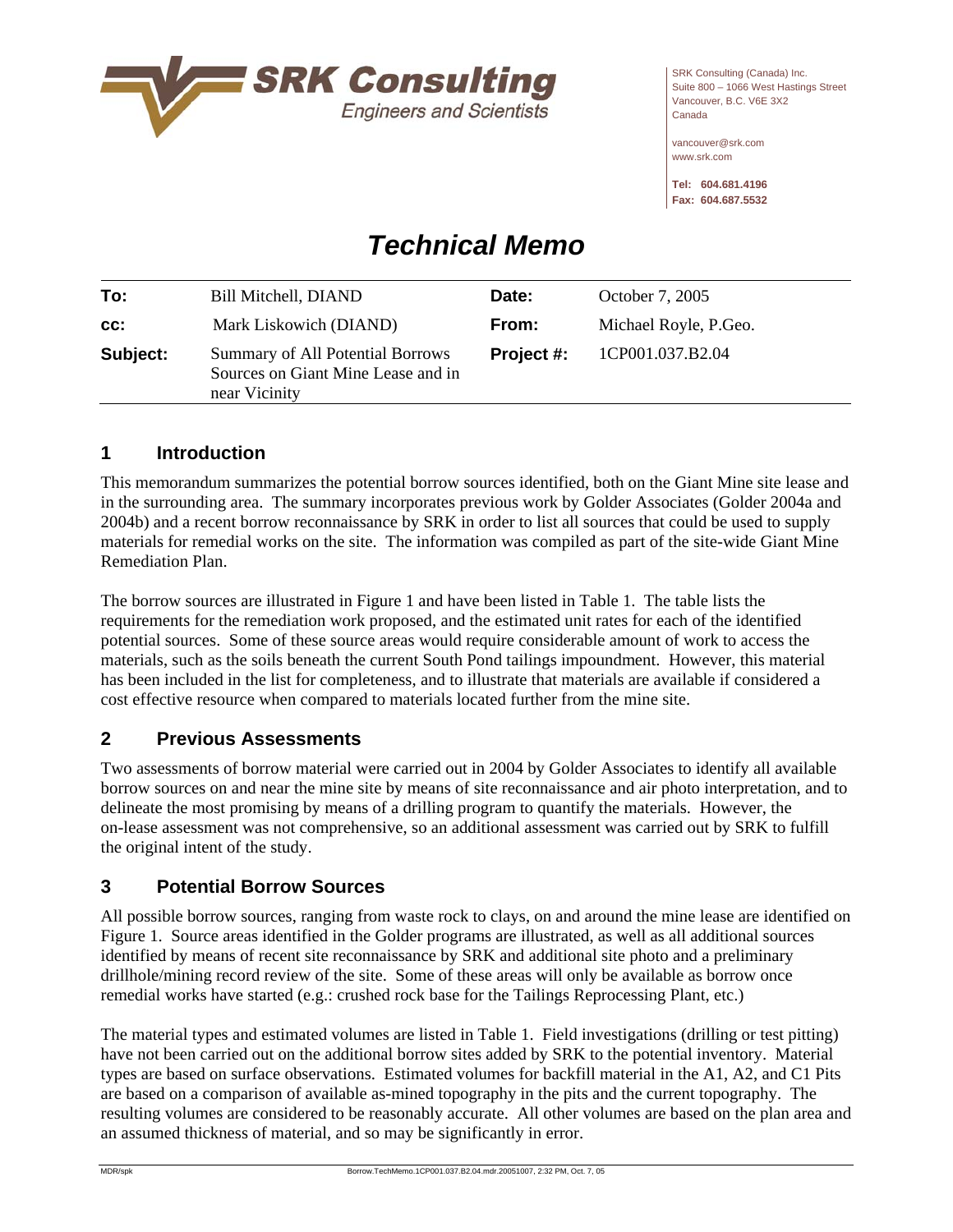SRK Consulting (Canada) Inc.
Suite 800 – 1066 West Hastings Street
Vancouver, B.C. V6E 3X2
Canada

vancouver@srk.com
www.srk.com

**Tel: 604.681.4196**
**Fax: 604.687.5532**

# *Technical Memo*

| | | | |
|---|---|---|---|
| **To:** | Bill Mitchell, DIAND | **Date:** | October 7, 2005 |
| **cc:** | Mark Liskowich (DIAND) | **From:** | Michael Royle, P.Geo. |
| **Subject:** | Summary of All Potential Borrows Sources on Giant Mine Lease and in near Vicinity | **Project #:** | 1CP001.037.B2.04 |

## 1 Introduction

This memorandum summarizes the potential borrow sources identified, both on the Giant Mine site lease and in the surrounding area. The summary incorporates previous work by Golder Associates (Golder 2004a and 2004b) and a recent borrow reconnaissance by SRK in order to list all sources that could be used to supply materials for remedial works on the site. The information was compiled as part of the site-wide Giant Mine Remediation Plan.

The borrow sources are illustrated in Figure 1 and have been listed in Table 1. The table lists the requirements for the remediation work proposed, and the estimated unit rates for each of the identified potential sources. Some of these source areas would require considerable amount of work to access the materials, such as the soils beneath the current South Pond tailings impoundment. However, this material has been included in the list for completeness, and to illustrate that materials are available if considered a cost effective resource when compared to materials located further from the mine site.

## 2 Previous Assessments

Two assessments of borrow material were carried out in 2004 by Golder Associates to identify all available borrow sources on and near the mine site by means of site reconnaissance and air photo interpretation, and to delineate the most promising by means of a drilling program to quantify the materials. However, the on-lease assessment was not comprehensive, so an additional assessment was carried out by SRK to fulfill the original intent of the study.

## 3 Potential Borrow Sources

All possible borrow sources, ranging from waste rock to clays, on and around the mine lease are identified on Figure 1. Source areas identified in the Golder programs are illustrated, as well as all additional sources identified by means of recent site reconnaissance by SRK and additional site photo and a preliminary drillhole/mining record review of the site. Some of these areas will only be available as borrow once remedial works have started (e.g.: crushed rock base for the Tailings Reprocessing Plant, etc.)

The material types and estimated volumes are listed in Table 1. Field investigations (drilling or test pitting) have not been carried out on the additional borrow sites added by SRK to the potential inventory. Material types are based on surface observations. Estimated volumes for backfill material in the A1, A2, and C1 Pits are based on a comparison of available as-mined topography in the pits and the current topography. The resulting volumes are considered to be reasonably accurate. All other volumes are based on the plan area and an assumed thickness of material, and so may be significantly in error.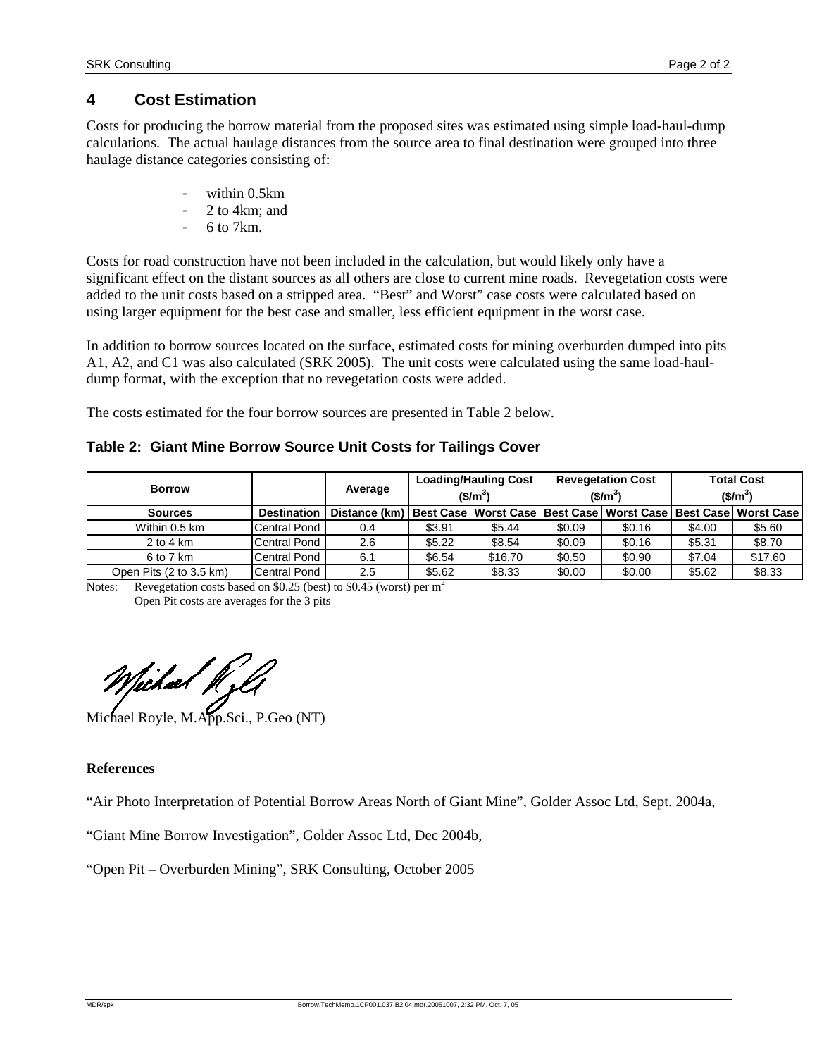## 4 Cost Estimation

Costs for producing the borrow material from the proposed sites was estimated using simple load-haul-dump calculations. The actual haulage distances from the source area to final destination were grouped into three haulage distance categories consisting of:

- within 0.5km
- 2 to 4km; and
- 6 to 7km.

Costs for road construction have not been included in the calculation, but would likely only have a significant effect on the distant sources as all others are close to current mine roads. Revegetation costs were added to the unit costs based on a stripped area. "Best" and Worst" case costs were calculated based on using larger equipment for the best case and smaller, less efficient equipment in the worst case.

In addition to borrow sources located on the surface, estimated costs for mining overburden dumped into pits A1, A2, and C1 was also calculated (SRK 2005). The unit costs were calculated using the same load-haul-dump format, with the exception that no revegetation costs were added.

The costs estimated for the four borrow sources are presented in Table 2 below.

**Table 2: Giant Mine Borrow Source Unit Costs for Tailings Cover**

| Borrow | | Average | Loading/Hauling Cost ($\$/m^3$) | | Revegetation Cost ($\$/m^3$) | | Total Cost ($\$/m^3$) | |
|---|---|---|---|---|---|---|---|---|
| Sources | Destination | Distance (km) | Best Case | Worst Case | Best Case | Worst Case | Best Case | Worst Case |
| Within 0.5 km | Central Pond | 0.4 | $3.91 | $5.44 | $0.09 | $0.16 | $4.00 | $5.60 |
| 2 to 4 km | Central Pond | 2.6 | $5.22 | $8.54 | $0.09 | $0.16 | $5.31 | $8.70 |
| 6 to 7 km | Central Pond | 6.1 | $6.54 | $16.70 | $0.50 | $0.90 | $7.04 | $17.60 |
| Open Pits (2 to 3.5 km) | Central Pond | 2.5 | $5.62 | $8.33 | $0.00 | $0.00 | $5.62 | $8.33 |

Notes: Revegetation costs based on $0.25 (best) to $0.45 (worst) per $m^2$
Open Pit costs are averages for the 3 pits

Michael Royle, M.App.Sci., P.Geo (NT)

**References**

"Air Photo Interpretation of Potential Borrow Areas North of Giant Mine", Golder Assoc Ltd, Sept. 2004a,

"Giant Mine Borrow Investigation", Golder Assoc Ltd, Dec 2004b,

"Open Pit – Overburden Mining", SRK Consulting, October 2005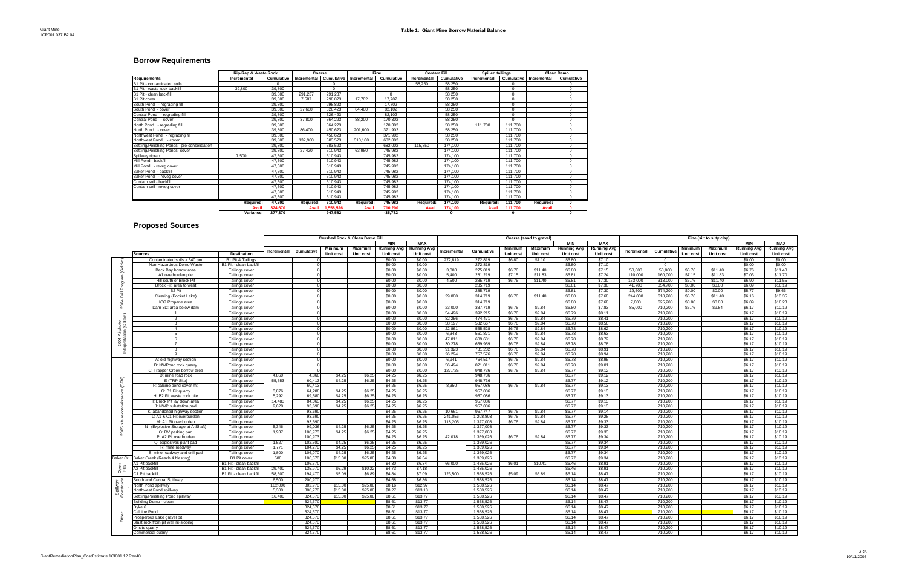# Table 1: Giant Mine Borrow Material Balance

## Borrow Requirements

| | Rip-Rap & Waste Rock | | Coarse | | Fine | | Contam Fill | | Spilled tailings | | Clean Demo | |
|---|---|---|---|---|---|---|---|---|---|---|---|---|
| **Requirements** | **Incremental** | **Cumulative** | **Incremental** | **Cumulative** | **Incremental** | **Cumulative** | **Incremental** | **Cumulative** | **Incremental** | **Cumulative** | **Incremental** | **Cumulative** |
| B1 Pit - contaminated soils | | 0 | | 0 | | | 58,250 | 58,250 | | 0 | | 0 |
| B1 Pit - waste rock backfill | 39,800 | 39,800 | | 0 | | | | 58,250 | | 0 | | 0 |
| B1 Pit - clean backfill | | 39,800 | 291,237 | 291,237 | | 0 | | 58,250 | | 0 | | 0 |
| B1 Pit cover | | 39,800 | 7,587 | 298,823 | 17,702 | 17,702 | | 58,250 | | 0 | | 0 |
| South Pond - regrading fill | | 39,800 | | 298,823 | | 17,702 | | 58,250 | | 0 | | 0 |
| South Pond - cover | | 39,800 | 27,600 | 326,423 | 64,400 | 82,102 | | 58,250 | | 0 | | 0 |
| Central Pond - regrading fill | | 39,800 | | 326,423 | | 82,102 | | 58,250 | | 0 | | 0 |
| Central Pond - cover | | 39,800 | 37,800 | 364,223 | 88,200 | 170,302 | | 58,250 | | 0 | | 0 |
| North Pond - regrading fill | | 39,800 | | 364,223 | | 170,302 | | 58,250 | 111,700 | 111,700 | | 0 |
| North Pond - cover | | 39,800 | 86,400 | 450,623 | 201,600 | 371,902 | | 58,250 | | 111,700 | | 0 |
| Northwest Pond - regrading fill | | 39,800 | | 450,623 | | 371,902 | | 58,250 | | 111,700 | | 0 |
| Northwest Pond - cover | | 39,800 | 132,900 | 583,523 | 310,100 | 682,002 | | 58,250 | | 111,700 | | 0 |
| Settling/Polishing Ponds: pre-consolidation | | 39,800 | | 583,523 | | 682,002 | 115,850 | 174,100 | | 111,700 | | 0 |
| Settling/Polishing Ponds- cover | | 39,800 | 27,420 | 610,943 | 63,980 | 745,982 | | 174,100 | | 111,700 | | 0 |
| Spillway riprap | 7,500 | 47,300 | | 610,943 | | 745,982 | | 174,100 | | 111,700 | | 0 |
| Mill Pond - backfill | | 47,300 | | 610,943 | | 745,982 | | 174,100 | | 111,700 | | 0 |
| Mill Pond - reveg cover | | 47,300 | | 610,943 | | 745,982 | | 174,100 | | 111,700 | | 0 |
| Baker Pond - backfill | | 47,300 | | 610,943 | | 745,982 | | 174,100 | | 111,700 | | 0 |
| Baker Pond - reveg cover | | 47,300 | | 610,943 | | 745,982 | | 174,100 | | 111,700 | | 0 |
| Contam soil - backfill | | 47,300 | | 610,943 | | 745,982 | | 174,100 | | 111,700 | | 0 |
| Contam soil - reveg cover | | 47,300 | | 610,943 | | 745,982 | | 174,100 | | 111,700 | | 0 |
| | | 47,300 | | 610,943 | | 745,982 | | 174,100 | | 111,700 | | 0 |
| | | 47,300 | | 610,943 | | 745,982 | | 174,100 | | 111,700 | | 0 |
| | **Required:** | **47,300** | **Required:** | **610,943** | **Required:** | **745,982** | **Required:** | **174,100** | **Required:** | **111,700** | **Required:** | **0** |
| | **Avail.** | **324,670** | **Avail.** | **1,558,526** | **Avail.** | **710,200** | **Avail.** | **174,100** | **Avail.** | **111,700** | **Avail.** | **0** |
| | **Variance:** | **277,370** | | **947,582** | | **-35,782** | | **0** | | **0** | | **0** |

## Proposed Sources

| | | | Crushed Rock & Clean Demo Fill | | | | | | Coarse (sand to gravel) | | | | | | Fine (silt to silty clay) | | | | | |
|---|---|---|---|---|---|---|---|---|---|---|---|---|---|---|---|---|---|---|---|---|
| | | | | | | | MIN | MAX | | | | | MIN | MAX | | | | | MIN | MAX |
| | **Sources** | **Destination** | **Incremental** | **Cumulative** | **Minimum Unit cost** | **Maximum Unit cost** | **Running Avg Unit cost** | **Running Avg Unit cost** | **Incremental** | **Cumulative** | **Minimum Unit cost** | **Maximum Unit cost** | **Running Avg Unit cost** | **Running Avg Unit cost** | **Incremental** | **Cumulative** | **Minimum Unit cost** | **Maximum Unit cost** | **Running Avg Unit cost** | **Running Avg Unit cost** |
| 2004 Drill Program (Golder) | Contaminated soils > 340 ppm | B1 Pit & Tailings | | 0 | | | $0.00 | $0.00 | 272,819 | 272,819 | $6.80 | $7.10 | $6.80 | $7.10 | | 0 | | | $0.00 | $0.00 |
| | Non-Hazardous Demo Waste | B1 Pit - clean backfill | | 0 | | | $0.00 | $0.00 | | 272,819 | | | $6.80 | $7.10 | | 0 | | | $0.00 | $0.00 |
| | Back Bay borrow area | Tailings cover | | 0 | | | $0.00 | $0.00 | 3,000 | 275,819 | $6.76 | $11.40 | $6.80 | $7.15 | 50,000 | 50,000 | $6.76 | $11.40 | $6.76 | $11.40 |
| | A1 overburden pile | Tailings cover | | 0 | | | $0.00 | $0.00 | 5,400 | 281,219 | $7.15 | $11.83 | $6.81 | $7.24 | 110,000 | 160,000 | $7.15 | $11.83 | $7.03 | $11.70 |
| | Hill south of Brock Pit | Tailings cover | | 0 | | | $0.00 | $0.00 | 4,500 | 285,719 | $6.76 | $11.40 | $6.81 | $7.30 | 153,000 | 313,000 | $6.76 | $11.40 | $6.90 | $11.55 |
| | Brock Pit: area to west | Tailings cover | | 0 | | | $0.00 | $0.00 | | 285,719 | | | $6.81 | $7.30 | 41,700 | 354,700 | $0.00 | $0.00 | $6.09 | $10.19 |
| | B2 Pit | Tailings cover | | 0 | | | $0.00 | $0.00 | | 285,719 | | | $6.81 | $7.30 | 19,500 | 374,200 | $0.00 | $0.00 | $5.77 | $9.66 |
| | Clearing (Pocket Lake) | Tailings cover | | 0 | | | $0.00 | $0.00 | 29,000 | 314,719 | $6.76 | $11.40 | $6.80 | $7.68 | 244,000 | 618,200 | $6.76 | $11.40 | $6.16 | $10.35 |
| | ICG Propane area | Tailings cover | | 0 | | | $0.00 | $0.00 | | 314,719 | | | $6.80 | $7.68 | 7,000 | 625,200 | $0.00 | $0.00 | $6.09 | $10.23 |
| | Dam 3D: area below dam | Tailings cover | | 0 | | | $0.00 | $0.00 | 23,000 | 337,719 | $6.76 | $9.84 | $6.80 | $7.83 | 85,000 | 710,200 | $6.76 | $9.84 | $6.17 | $10.19 |
| 2004 Airphoto Interpretation (Golder) | 1 | Tailings cover | | 0 | | | $0.00 | $0.00 | 54,496 | 392,215 | $6.76 | $9.84 | $6.79 | $8.11 | | 710,200 | | | $6.17 | $10.19 |
| | 2 | Tailings cover | | 0 | | | $0.00 | $0.00 | 82,256 | 474,471 | $6.76 | $9.84 | $6.79 | $8.41 | | 710,200 | | | $6.17 | $10.19 |
| | 3 | Tailings cover | | 0 | | | $0.00 | $0.00 | 58,197 | 532,667 | $6.76 | $9.84 | $6.78 | $8.56 | | 710,200 | | | $6.17 | $10.19 |
| | 4 | Tailings cover | | 0 | | | $0.00 | $0.00 | 22,861 | 555,528 | $6.76 | $9.84 | $6.78 | $8.62 | | 710,200 | | | $6.17 | $10.19 |
| | 5 | Tailings cover | | 0 | | | $0.00 | $0.00 | 6,343 | 561,871 | $6.76 | $9.84 | $6.78 | $8.63 | | 710,200 | | | $6.17 | $10.19 |
| | 6 | Tailings cover | | 0 | | | $0.00 | $0.00 | 47,811 | 609,681 | $6.76 | $9.84 | $6.78 | $8.72 | | 710,200 | | | $6.17 | $10.19 |
| | 7 | Tailings cover | | 0 | | | $0.00 | $0.00 | 30,278 | 639,959 | $6.76 | $9.84 | $6.78 | $8.78 | | 710,200 | | | $6.17 | $10.19 |
| | 8 | Tailings cover | | 0 | | | $0.00 | $0.00 | 91,323 | 731,282 | $6.76 | $9.84 | $6.78 | $8.91 | | 710,200 | | | $6.17 | $10.19 |
| | 9 | Tailings cover | | 0 | | | $0.00 | $0.00 | 26,294 | 757,576 | $6.76 | $9.84 | $6.78 | $8.94 | | 710,200 | | | $6.17 | $10.19 |
| 2005 site reconnaissance (SRK) | A: old highway section | Tailings cover | | 0 | | | $0.00 | $0.00 | 6,941 | 764,517 | $6.76 | $9.84 | $6.78 | $8.95 | | 710,200 | | | $6.17 | $10.19 |
| | B: NWPond rock quarry | Tailings cover | | 0 | | | $0.00 | $0.00 | 56,494 | 821,011 | $6.76 | $9.84 | $6.78 | $9.01 | | 710,200 | | | $6.17 | $10.19 |
| | C: Trapper Creek borrow area | Tailings cover | | 0 | | | $0.00 | $0.00 | 127,725 | 948,736 | $6.76 | $9.84 | $6.77 | $9.12 | | 710,200 | | | $6.17 | $10.19 |
| | D: mine road rock | Tailings cover | 4,880 | 4,880 | $4.25 | $6.25 | $4.25 | $6.25 | | 948,736 | | | $6.77 | $9.12 | | 710,200 | | | $6.17 | $10.19 |
| | E (TRP Site) | Tailings cover | 55,553 | 60,413 | $4.25 | $6.25 | $4.25 | $6.25 | | 948,736 | | | $6.77 | $9.12 | | 710,200 | | | $6.17 | $10.19 |
| | F: calcine pond cover mtl | Tailings cover | | 60,413 | | | $4.25 | $6.25 | 8,350 | 957,086 | $6.76 | $9.84 | $6.77 | $9.13 | | 710,200 | | | $6.17 | $10.19 |
| | G: B1 Pit quarry | Tailings cover | 3,876 | 64,288 | $4.25 | $6.25 | $4.25 | $6.25 | | 957,086 | | | $6.77 | $9.13 | | 710,200 | | | $6.17 | $10.19 |
| | H: B2 Pit waste rock pile | Tailings cover | 5,292 | 69,580 | $4.25 | $6.25 | $4.25 | $6.25 | | 957,086 | | | $6.77 | $9.13 | | 710,200 | | | $6.17 | $10.19 |
| | I: Brock Pit lay down area | Tailings cover | 14,483 | 84,063 | $4.25 | $6.25 | $4.25 | $6.25 | | 957,086 | | | $6.77 | $9.13 | | 710,200 | | | $6.17 | $10.19 |
| | J: NWP substation pad | Tailings cover | 9,628 | 93,690 | $4.25 | $6.25 | $4.25 | $6.25 | | 957,086 | | | $6.77 | $9.13 | | 710,200 | | | $6.17 | $10.19 |
| | K: abandoned highway section | Tailings cover | | 93,690 | | | $4.25 | $6.25 | 10,661 | 967,747 | $6.76 | $9.84 | $6.77 | $9.14 | | 710,200 | | | $6.17 | $10.19 |
| | L: A1 & C1 Pit overburden | Tailings cover | | 93,690 | | | $4.25 | $6.25 | 241,056 | 1,208,803 | $6.76 | $9.84 | $6.77 | $9.28 | | 710,200 | | | $6.17 | $10.19 |
| | M: A1 Pit overburden | Tailings cover | | 93,690 | | | $4.25 | $6.25 | 118,205 | 1,327,008 | $6.76 | $9.84 | $6.77 | $9.33 | | 710,200 | | | $6.17 | $10.19 |
| | N (Explosive Storage at A-Shaft) | Tailings cover | 5,346 | 99,036 | $4.25 | $6.25 | $4.25 | $6.25 | | 1,327,008 | | | $6.77 | $9.33 | | 710,200 | | | $6.17 | $10.19 |
| | O: RV parking pad | Tailings cover | 1,937 | 100,973 | $4.25 | $6.25 | $4.25 | $6.25 | | 1,327,008 | | | $6.77 | $9.33 | | 710,200 | | | $6.17 | $10.19 |
| | P: A2 Pit overburden | Tailings cover | | 100,973 | | | $4.25 | $6.25 | 42,018 | 1,369,026 | $6.76 | $9.84 | $6.77 | $9.34 | | 710,200 | | | $6.17 | $10.19 |
| | Q: explosives plant pad | Tailings cover | 1,527 | 102,500 | $4.25 | $6.25 | $4.25 | $6.25 | | 1,369,026 | | | $6.77 | $9.34 | | 710,200 | | | $6.17 | $10.19 |
| | R: mine roadway | Tailings cover | 1,771 | 104,270 | $4.25 | $6.25 | $4.25 | $6.25 | | 1,369,026 | | | $6.77 | $9.34 | | 710,200 | | | $6.17 | $10.19 |
| | S: mine roadway and drill pad | Tailings cover | 1,800 | 106,070 | $4.25 | $6.25 | $4.25 | $6.25 | | 1,369,026 | | | $6.77 | $9.34 | | 710,200 | | | $6.17 | $10.19 |
| Baker Cr | Baker Creek (Reach 4 blasting) | B1 Pit cover | 500 | 106,570 | $15.00 | $25.00 | $4.30 | $6.34 | | 1,369,026 | | | $6.77 | $9.34 | | 710,200 | | | $6.17 | $10.19 |
| Open Pits | A1 Pit backfill | B1 Pit - clean backfill | | 106,570 | | | $4.30 | $6.34 | 66,000 | 1,435,026 | $6.01 | $10.41 | $6.46 | $8.91 | | 710,200 | | | $6.17 | $10.19 |
| | A2 Pit backfill | B1 Pit - clean backfill | 29,400 | 135,970 | $6.29 | $10.22 | $4.73 | $7.18 | | 1,435,026 | | | $6.46 | $8.91 | | 710,200 | | | $6.17 | $10.19 |
| | C1 Pit backfill | B1 Pit - clean backfill | 58,500 | 194,470 | $5.09 | $6.89 | $4.84 | $7.09 | 123,500 | 1,558,526 | $5.09 | $6.89 | $6.14 | $8.47 | | 710,200 | | | $6.17 | $10.19 |
| Spillway Constructn | South and Central Spillway | | 6,500 | 200,970 | | | $4.68 | $6.86 | | 1,558,526 | | | $6.14 | $8.47 | | 710,200 | | | $6.17 | $10.19 |
| | North Pond spillway | | 102,000 | 302,970 | $15.00 | $25.00 | $8.16 | $12.97 | | 1,558,526 | | | $6.14 | $8.47 | | 710,200 | | | $6.17 | $10.19 |
| | Northwest Pond spillway | | 5,300 | 308,270 | $15.00 | $25.00 | $8.27 | $13.18 | | 1,558,526 | | | $6.14 | $8.47 | | 710,200 | | | $6.17 | $10.19 |
| | Settling/Polishing Pond spillway | | 16,400 | 324,670 | $15.00 | $25.00 | $8.61 | $13.77 | | 1,558,526 | | | $6.14 | $8.47 | | 710,200 | | | $6.17 | $10.19 |
| Other | Building Demo - clean | | | 324,670 | | | $8.61 | $13.77 | | 1,558,526 | | | $6.14 | $8.47 | | 710,200 | | | $6.17 | $10.19 |
| | Dyke 6 | | | 324,670 | | | $8.61 | $13.77 | | 1,558,526 | | | $6.14 | $8.47 | | 710,200 | | | $6.17 | $10.19 |
| | Calcine Pond | | | 324,670 | | | $8.61 | $13.77 | | 1,558,526 | | | $6.14 | $8.47 | | 710,200 | | | $6.17 | $10.19 |
| | Prosperous Lake gravel pit | | | 324,670 | | | $8.61 | $13.77 | | 1,558,526 | | | $6.14 | $8.47 | | 710,200 | | | $6.17 | $10.19 |
| | Blast rock from pit wall re-sloping | | | 324,670 | | | $8.61 | $13.77 | | 1,558,526 | | | $6.14 | $8.47 | | 710,200 | | | $6.17 | $10.19 |
| | Onsite quarry | | | 324,670 | | | $8.61 | $13.77 | | 1,558,526 | | | $6.14 | $8.47 | | 710,200 | | | $6.17 | $10.19 |
| | Commercial quarry | | | 324,670 | | | $8.61 | $13.77 | | 1,558,526 | | | $6.14 | $8.47 | | 710,200 | | | $6.17 | $10.19 |